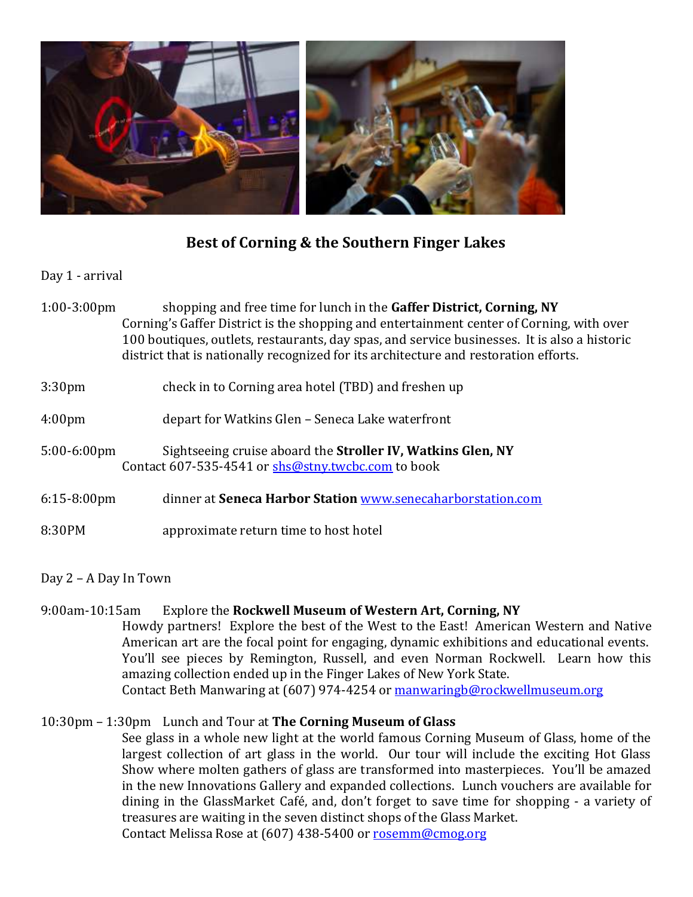## Best of Corning & the Southern Finger Lakes

Day 1 - arrival

1:00-3:00pm shopping and free time for lunch in the **Gaffer District, Corning, NY**
Corning's Gaffer District is the shopping and entertainment center of Corning, with over 100 boutiques, outlets, restaurants, day spas, and service businesses. It is also a historic district that is nationally recognized for its architecture and restoration efforts.

3:30pm check in to Corning area hotel (TBD) and freshen up

4:00pm depart for Watkins Glen – Seneca Lake waterfront

5:00-6:00pm Sightseeing cruise aboard the **Stroller IV, Watkins Glen, NY**
Contact 607-535-4541 or shs@stny.twcbc.com to book

6:15-8:00pm dinner at **Seneca Harbor Station** www.senecaharborstation.com

8:30PM approximate return time to host hotel

Day 2 – A Day In Town

9:00am-10:15am Explore the **Rockwell Museum of Western Art, Corning, NY**
Howdy partners! Explore the best of the West to the East! American Western and Native American art are the focal point for engaging, dynamic exhibitions and educational events. You'll see pieces by Remington, Russell, and even Norman Rockwell. Learn how this amazing collection ended up in the Finger Lakes of New York State.
Contact Beth Manwaring at (607) 974-4254 or manwaringb@rockwellmuseum.org

10:30pm – 1:30pm Lunch and Tour at **The Corning Museum of Glass**
See glass in a whole new light at the world famous Corning Museum of Glass, home of the largest collection of art glass in the world. Our tour will include the exciting Hot Glass Show where molten gathers of glass are transformed into masterpieces. You'll be amazed in the new Innovations Gallery and expanded collections. Lunch vouchers are available for dining in the GlassMarket Café, and, don't forget to save time for shopping - a variety of treasures are waiting in the seven distinct shops of the Glass Market.
Contact Melissa Rose at (607) 438-5400 or rosemm@cmog.org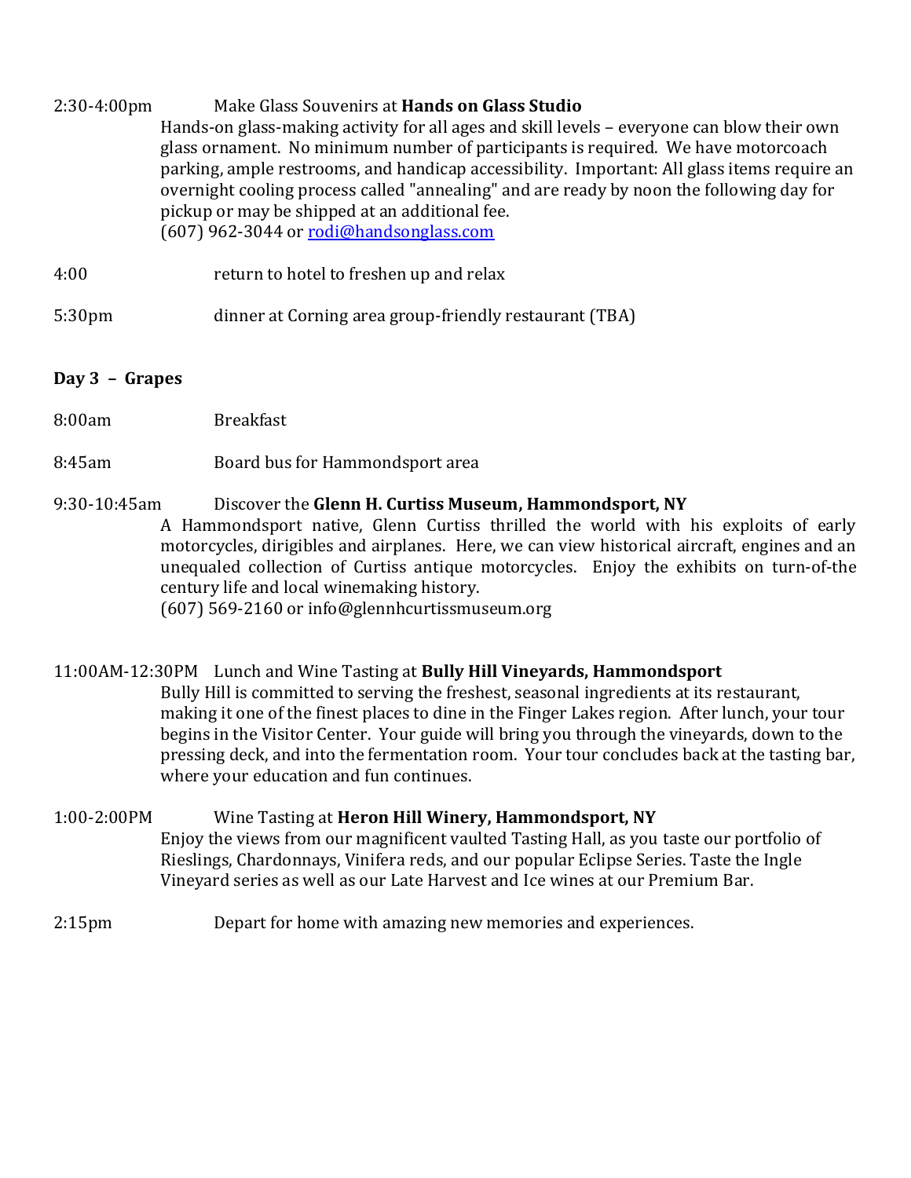2:30-4:00pm Make Glass Souvenirs at **Hands on Glass Studio**

Hands-on glass-making activity for all ages and skill levels – everyone can blow their own glass ornament. No minimum number of participants is required. We have motorcoach parking, ample restrooms, and handicap accessibility. Important: All glass items require an overnight cooling process called "annealing" and are ready by noon the following day for pickup or may be shipped at an additional fee.
(607) 962-3044 or rodi@handsonglass.com

4:00 return to hotel to freshen up and relax

5:30pm dinner at Corning area group-friendly restaurant (TBA)

**Day 3 – Grapes**

8:00am Breakfast

8:45am Board bus for Hammondsport area

9:30-10:45am Discover the **Glenn H. Curtiss Museum, Hammondsport, NY**

A Hammondsport native, Glenn Curtiss thrilled the world with his exploits of early motorcycles, dirigibles and airplanes. Here, we can view historical aircraft, engines and an unequaled collection of Curtiss antique motorcycles. Enjoy the exhibits on turn-of-the century life and local winemaking history.
(607) 569-2160 or info@glennhcurtissmuseum.org

11:00AM-12:30PM Lunch and Wine Tasting at **Bully Hill Vineyards, Hammondsport**

Bully Hill is committed to serving the freshest, seasonal ingredients at its restaurant, making it one of the finest places to dine in the Finger Lakes region. After lunch, your tour begins in the Visitor Center. Your guide will bring you through the vineyards, down to the pressing deck, and into the fermentation room. Your tour concludes back at the tasting bar, where your education and fun continues.

1:00-2:00PM Wine Tasting at **Heron Hill Winery, Hammondsport, NY**

Enjoy the views from our magnificent vaulted Tasting Hall, as you taste our portfolio of Rieslings, Chardonnays, Vinifera reds, and our popular Eclipse Series. Taste the Ingle Vineyard series as well as our Late Harvest and Ice wines at our Premium Bar.

2:15pm Depart for home with amazing new memories and experiences.